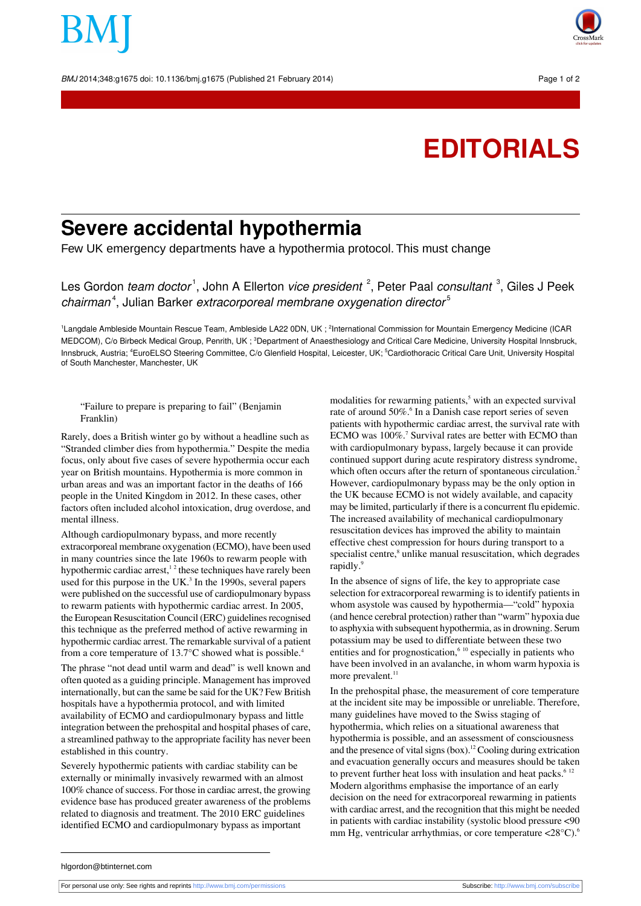# EDITORIALS

# Severe accidental hypothermia

Few UK emergency departments have a hypothermia protocol. This must change

Les Gordon *team doctor*[1], John A Ellerton *vice president*[2], Peter Paal *consultant*[3], Giles J Peek *chairman*[4], Julian Barker *extracorporeal membrane oxygenation director*[5]

[1]Langdale Ambleside Mountain Rescue Team, Ambleside LA22 0DN, UK ; [2]International Commission for Mountain Emergency Medicine (ICAR MEDCOM), C/o Birbeck Medical Group, Penrith, UK ; [3]Department of Anaesthesiology and Critical Care Medicine, University Hospital Innsbruck, Innsbruck, Austria; [4]EuroELSO Steering Committee, C/o Glenfield Hospital, Leicester, UK; [5]Cardiothoracic Critical Care Unit, University Hospital of South Manchester, Manchester, UK

> "Failure to prepare is preparing to fail" (Benjamin Franklin)

Rarely, does a British winter go by without a headline such as "Stranded climber dies from hypothermia." Despite the media focus, only about five cases of severe hypothermia occur each year on British mountains. Hypothermia is more common in urban areas and was an important factor in the deaths of 166 people in the United Kingdom in 2012. In these cases, other factors often included alcohol intoxication, drug overdose, and mental illness.

Although cardiopulmonary bypass, and more recently extracorporeal membrane oxygenation (ECMO), have been used in many countries since the late 1960s to rewarm people with hypothermic cardiac arrest,[1 2] these techniques have rarely been used for this purpose in the UK.[3] In the 1990s, several papers were published on the successful use of cardiopulmonary bypass to rewarm patients with hypothermic cardiac arrest. In 2005, the European Resuscitation Council (ERC) guidelines recognised this technique as the preferred method of active rewarming in hypothermic cardiac arrest. The remarkable survival of a patient from a core temperature of 13.7°C showed what is possible.[4]

The phrase "not dead until warm and dead" is well known and often quoted as a guiding principle. Management has improved internationally, but can the same be said for the UK? Few British hospitals have a hypothermia protocol, and with limited availability of ECMO and cardiopulmonary bypass and little integration between the prehospital and hospital phases of care, a streamlined pathway to the appropriate facility has never been established in this country.

Severely hypothermic patients with cardiac stability can be externally or minimally invasively rewarmed with an almost 100% chance of success. For those in cardiac arrest, the growing evidence base has produced greater awareness of the problems related to diagnosis and treatment. The 2010 ERC guidelines identified ECMO and cardiopulmonary bypass as important modalities for rewarming patients,[5] with an expected survival rate of around 50%.[6] In a Danish case report series of seven patients with hypothermic cardiac arrest, the survival rate with ECMO was 100%.[7] Survival rates are better with ECMO than with cardiopulmonary bypass, largely because it can provide continued support during acute respiratory distress syndrome, which often occurs after the return of spontaneous circulation.[2] However, cardiopulmonary bypass may be the only option in the UK because ECMO is not widely available, and capacity may be limited, particularly if there is a concurrent flu epidemic. The increased availability of mechanical cardiopulmonary resuscitation devices has improved the ability to maintain effective chest compression for hours during transport to a specialist centre,[8] unlike manual resuscitation, which degrades rapidly.[9]

In the absence of signs of life, the key to appropriate case selection for extracorporeal rewarming is to identify patients in whom asystole was caused by hypothermia—"cold" hypoxia (and hence cerebral protection) rather than "warm" hypoxia due to asphyxia with subsequent hypothermia, as in drowning. Serum potassium may be used to differentiate between these two entities and for prognostication,[6 10] especially in patients who have been involved in an avalanche, in whom warm hypoxia is more prevalent.[11]

In the prehospital phase, the measurement of core temperature at the incident site may be impossible or unreliable. Therefore, many guidelines have moved to the Swiss staging of hypothermia, which relies on a situational awareness that hypothermia is possible, and an assessment of consciousness and the presence of vital signs (box).[12] Cooling during extrication and evacuation generally occurs and measures should be taken to prevent further heat loss with insulation and heat packs.[6 12] Modern algorithms emphasise the importance of an early decision on the need for extracorporeal rewarming in patients with cardiac arrest, and the recognition that this might be needed in patients with cardiac instability (systolic blood pressure <90 mm Hg, ventricular arrhythmias, or core temperature <28°C).[6]

hlgordon@btinternet.com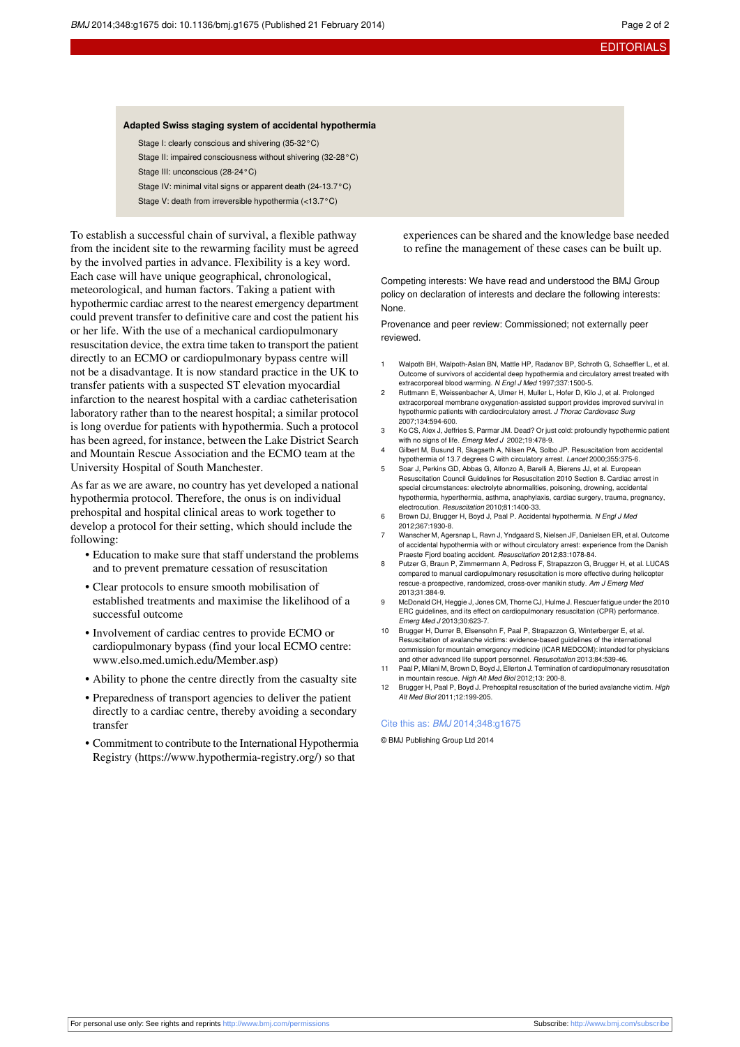**Adapted Swiss staging system of accidental hypothermia**

Stage I: clearly conscious and shivering (35-32°C)

Stage II: impaired consciousness without shivering (32-28°C)

Stage III: unconscious (28-24°C)

Stage IV: minimal vital signs or apparent death (24-13.7°C)

Stage V: death from irreversible hypothermia (<13.7°C)

To establish a successful chain of survival, a flexible pathway from the incident site to the rewarming facility must be agreed by the involved parties in advance. Flexibility is a key word. Each case will have unique geographical, chronological, meteorological, and human factors. Taking a patient with hypothermic cardiac arrest to the nearest emergency department could prevent transfer to definitive care and cost the patient his or her life. With the use of a mechanical cardiopulmonary resuscitation device, the extra time taken to transport the patient directly to an ECMO or cardiopulmonary bypass centre will not be a disadvantage. It is now standard practice in the UK to transfer patients with a suspected ST elevation myocardial infarction to the nearest hospital with a cardiac catheterisation laboratory rather than to the nearest hospital; a similar protocol is long overdue for patients with hypothermia. Such a protocol has been agreed, for instance, between the Lake District Search and Mountain Rescue Association and the ECMO team at the University Hospital of South Manchester.

As far as we are aware, no country has yet developed a national hypothermia protocol. Therefore, the onus is on individual prehospital and hospital clinical areas to work together to develop a protocol for their setting, which should include the following:

- Education to make sure that staff understand the problems and to prevent premature cessation of resuscitation
- Clear protocols to ensure smooth mobilisation of established treatments and maximise the likelihood of a successful outcome
- Involvement of cardiac centres to provide ECMO or cardiopulmonary bypass (find your local ECMO centre: www.elso.med.umich.edu/Member.asp)
- Ability to phone the centre directly from the casualty site
- Preparedness of transport agencies to deliver the patient directly to a cardiac centre, thereby avoiding a secondary transfer
- Commitment to contribute to the International Hypothermia Registry (https://www.hypothermia-registry.org/) so that experiences can be shared and the knowledge base needed to refine the management of these cases can be built up.

Competing interests: We have read and understood the BMJ Group policy on declaration of interests and declare the following interests: None.

Provenance and peer review: Commissioned; not externally peer reviewed.

1. Walpoth BH, Walpoth-Aslan BN, Mattle HP, Radanov BP, Schroth G, Schaeffler L, et al. Outcome of survivors of accidental deep hypothermia and circulatory arrest treated with extracorporeal blood warming. *N Engl J Med* 1997;337:1500-5.
2. Ruttmann E, Weissenbacher A, Ulmer H, Muller L, Hofer D, Kilo J, et al. Prolonged extracorporeal membrane oxygenation-assisted support provides improved survival in hypothermic patients with cardiocirculatory arrest. *J Thorac Cardiovasc Surg* 2007;134:594-600.
3. Ko CS, Alex J, Jeffries S, Parmar JM. Dead? Or just cold: profoundly hypothermic patient with no signs of life. *Emerg Med J* 2002;19:478-9.
4. Gilbert M, Busund R, Skagseth A, Nilsen PA, Solbo JP. Resuscitation from accidental hypothermia of 13.7 degrees C with circulatory arrest. *Lancet* 2000;355:375-6.
5. Soar J, Perkins GD, Abbas G, Alfonzo A, Barelli A, Bierens JJ, et al. European Resuscitation Council Guidelines for Resuscitation 2010 Section 8. Cardiac arrest in special circumstances: electrolyte abnormalities, poisoning, drowning, accidental hypothermia, hyperthermia, asthma, anaphylaxis, cardiac surgery, trauma, pregnancy, electrocution. *Resuscitation* 2010;81:1400-33.
6. Brown DJ, Brugger H, Boyd J, Paal P. Accidental hypothermia. *N Engl J Med* 2012;367:1930-8.
7. Wanscher M, Agersnap L, Ravn J, Yndgaard S, Nielsen JF, Danielsen ER, et al. Outcome of accidental hypothermia with or without circulatory arrest: experience from the Danish Praeste Fjord boating accident. *Resuscitation* 2012;83:1078-84.
8. Putzer G, Braun P, Zimmermann A, Pedross F, Strapazzon G, Brugger H, et al. LUCAS compared to manual cardiopulmonary resuscitation is more effective during helicopter rescue-a prospective, randomized, cross-over manikin study. *Am J Emerg Med* 2013;31:384-9.
9. McDonald CH, Heggie J, Jones CM, Thorne CJ, Hulme J. Rescuer fatigue under the 2010 ERC guidelines, and its effect on cardiopulmonary resuscitation (CPR) performance. *Emerg Med J* 2013;30:623-7.
10. Brugger H, Durrer B, Elsensohn F, Paal P, Strapazzon G, Winterberger E, et al. Resuscitation of avalanche victims: evidence-based guidelines of the international commission for mountain emergency medicine (ICAR MEDCOM): intended for physicians and other advanced life support personnel. *Resuscitation* 2013;84:539-46.
11. Paal P, Milani M, Brown D, Boyd J, Ellerton J. Termination of cardiopulmonary resuscitation in mountain rescue. *High Alt Med Biol* 2012;13: 200-8.
12. Brugger H, Paal P, Boyd J. Prehospital resuscitation of the buried avalanche victim. *High Alt Med Biol* 2011;12:199-205.

Cite this as: *BMJ* 2014;348:g1675

© BMJ Publishing Group Ltd 2014